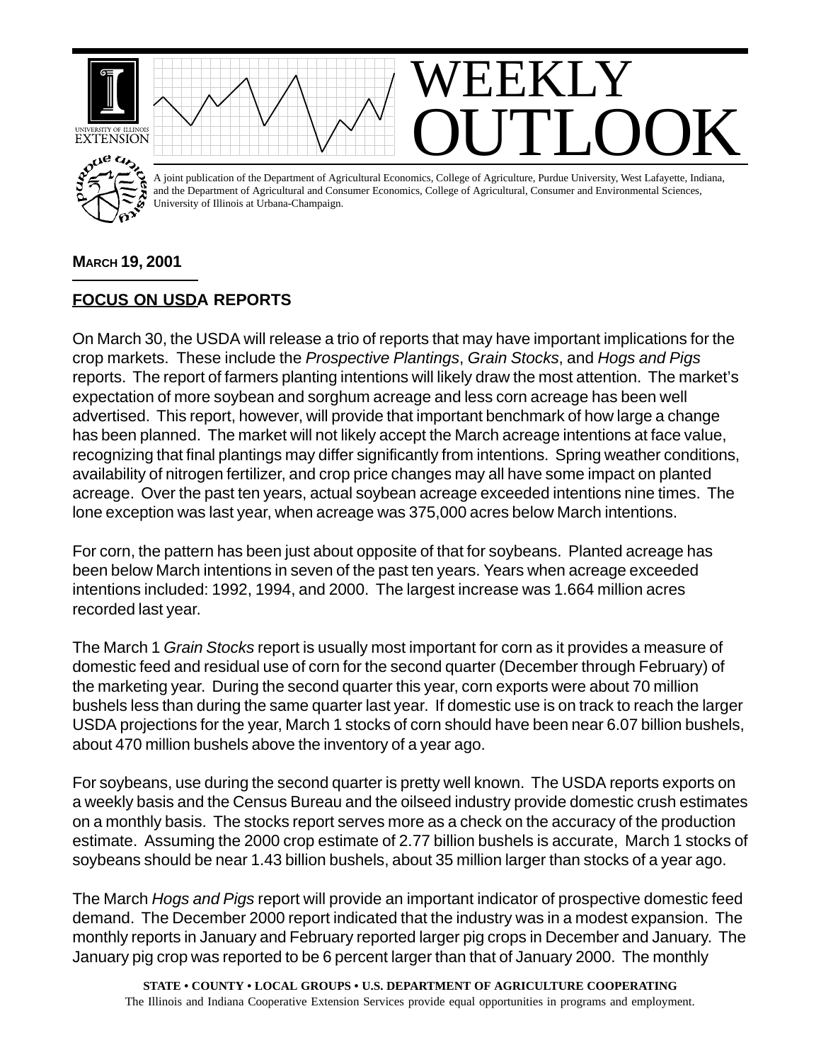# WEEKLY OUTLOOK

A joint publication of the Department of Agricultural Economics, College of Agriculture, Purdue University, West Lafayette, Indiana, and the Department of Agricultural and Consumer Economics, College of Agricultural, Consumer and Environmental Sciences, University of Illinois at Urbana-Champaign.

**MARCH 19, 2001**

## FOCUS ON USDA REPORTS

On March 30, the USDA will release a trio of reports that may have important implications for the crop markets. These include the *Prospective Plantings*, *Grain Stocks*, and *Hogs and Pigs* reports. The report of farmers planting intentions will likely draw the most attention. The market's expectation of more soybean and sorghum acreage and less corn acreage has been well advertised. This report, however, will provide that important benchmark of how large a change has been planned. The market will not likely accept the March acreage intentions at face value, recognizing that final plantings may differ significantly from intentions. Spring weather conditions, availability of nitrogen fertilizer, and crop price changes may all have some impact on planted acreage. Over the past ten years, actual soybean acreage exceeded intentions nine times. The lone exception was last year, when acreage was 375,000 acres below March intentions.

For corn, the pattern has been just about opposite of that for soybeans. Planted acreage has been below March intentions in seven of the past ten years. Years when acreage exceeded intentions included: 1992, 1994, and 2000. The largest increase was 1.664 million acres recorded last year.

The March 1 *Grain Stocks* report is usually most important for corn as it provides a measure of domestic feed and residual use of corn for the second quarter (December through February) of the marketing year. During the second quarter this year, corn exports were about 70 million bushels less than during the same quarter last year. If domestic use is on track to reach the larger USDA projections for the year, March 1 stocks of corn should have been near 6.07 billion bushels, about 470 million bushels above the inventory of a year ago.

For soybeans, use during the second quarter is pretty well known. The USDA reports exports on a weekly basis and the Census Bureau and the oilseed industry provide domestic crush estimates on a monthly basis. The stocks report serves more as a check on the accuracy of the production estimate. Assuming the 2000 crop estimate of 2.77 billion bushels is accurate, March 1 stocks of soybeans should be near 1.43 billion bushels, about 35 million larger than stocks of a year ago.

The March *Hogs and Pigs* report will provide an important indicator of prospective domestic feed demand. The December 2000 report indicated that the industry was in a modest expansion. The monthly reports in January and February reported larger pig crops in December and January. The January pig crop was reported to be 6 percent larger than that of January 2000. The monthly

**STATE • COUNTY • LOCAL GROUPS • U.S. DEPARTMENT OF AGRICULTURE COOPERATING**
The Illinois and Indiana Cooperative Extension Services provide equal opportunities in programs and employment.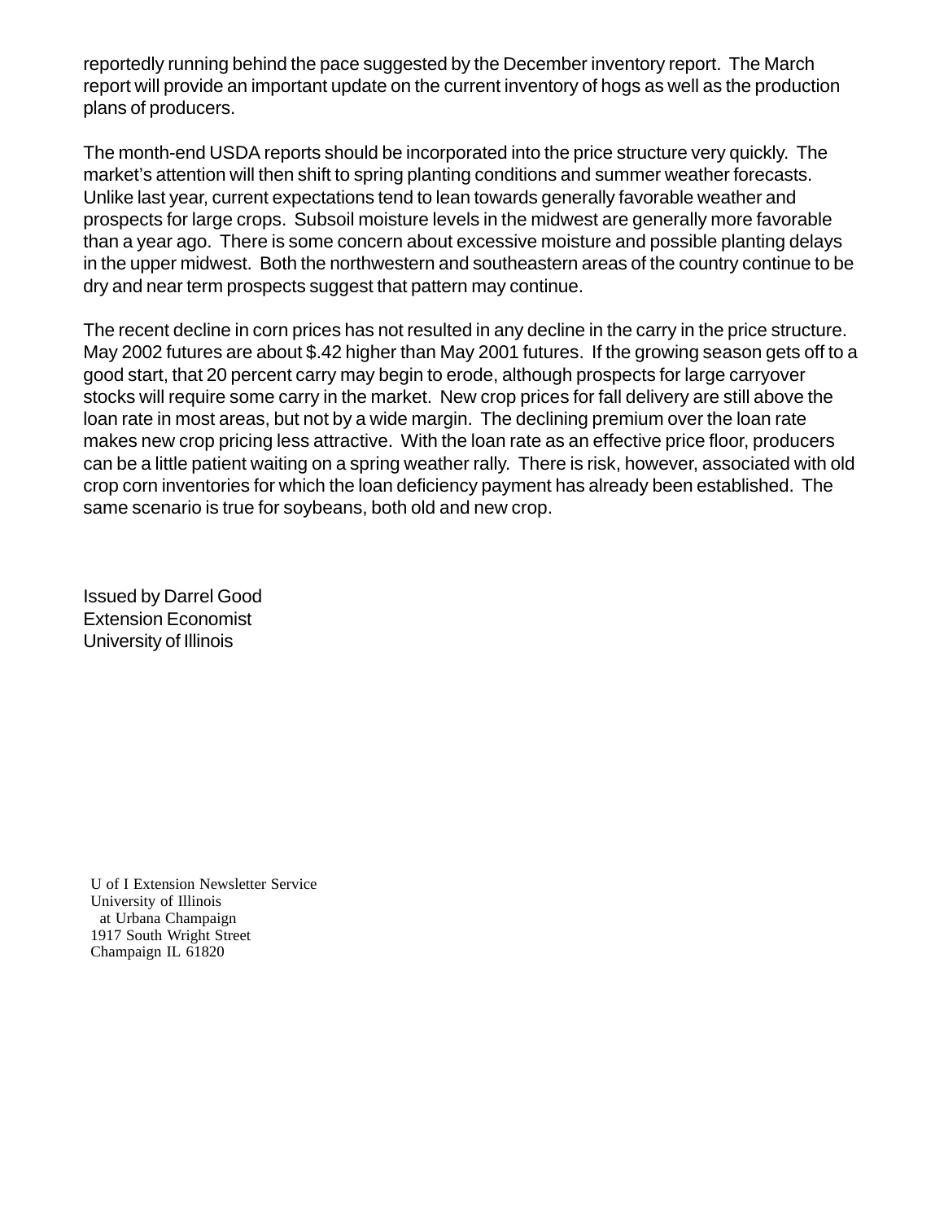reportedly running behind the pace suggested by the December inventory report. The March report will provide an important update on the current inventory of hogs as well as the production plans of producers.

The month-end USDA reports should be incorporated into the price structure very quickly. The market's attention will then shift to spring planting conditions and summer weather forecasts. Unlike last year, current expectations tend to lean towards generally favorable weather and prospects for large crops. Subsoil moisture levels in the midwest are generally more favorable than a year ago. There is some concern about excessive moisture and possible planting delays in the upper midwest. Both the northwestern and southeastern areas of the country continue to be dry and near term prospects suggest that pattern may continue.

The recent decline in corn prices has not resulted in any decline in the carry in the price structure. May 2002 futures are about $.42 higher than May 2001 futures. If the growing season gets off to a good start, that 20 percent carry may begin to erode, although prospects for large carryover stocks will require some carry in the market. New crop prices for fall delivery are still above the loan rate in most areas, but not by a wide margin. The declining premium over the loan rate makes new crop pricing less attractive. With the loan rate as an effective price floor, producers can be a little patient waiting on a spring weather rally. There is risk, however, associated with old crop corn inventories for which the loan deficiency payment has already been established. The same scenario is true for soybeans, both old and new crop.

Issued by Darrel Good
Extension Economist
University of Illinois

U of I Extension Newsletter Service
University of Illinois
at Urbana Champaign
1917 South Wright Street
Champaign IL 61820